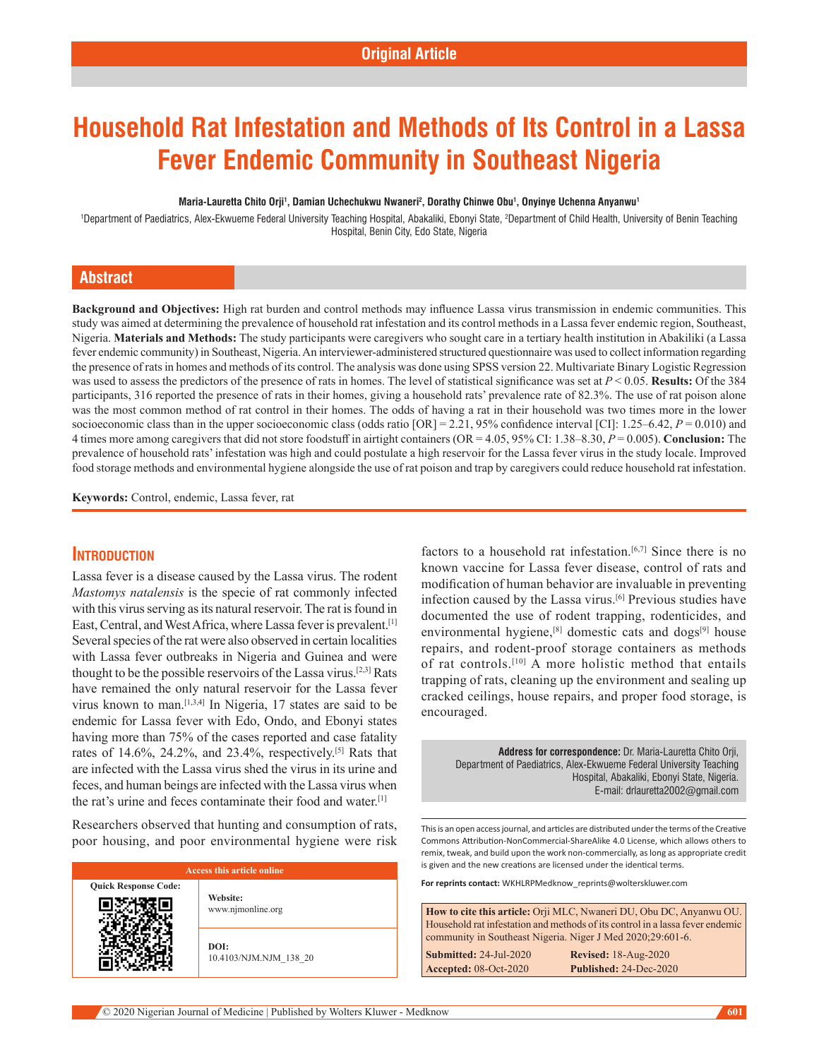Original Article

# Household Rat Infestation and Methods of Its Control in a Lassa Fever Endemic Community in Southeast Nigeria

**Maria-Lauretta Chito Orji[1], Damian Uchechukwu Nwaneri[2], Dorathy Chinwe Obu[1], Onyinye Uchenna Anyanwu[1]**

[1]Department of Paediatrics, Alex-Ekwueme Federal University Teaching Hospital, Abakaliki, Ebonyi State, [2]Department of Child Health, University of Benin Teaching Hospital, Benin City, Edo State, Nigeria

## Abstract

**Background and Objectives:** High rat burden and control methods may influence Lassa virus transmission in endemic communities. This study was aimed at determining the prevalence of household rat infestation and its control methods in a Lassa fever endemic region, Southeast, Nigeria. **Materials and Methods:** The study participants were caregivers who sought care in a tertiary health institution in Abakiliki (a Lassa fever endemic community) in Southeast, Nigeria. An interviewer-administered structured questionnaire was used to collect information regarding the presence of rats in homes and methods of its control. The analysis was done using SPSS version 22. Multivariate Binary Logistic Regression was used to assess the predictors of the presence of rats in homes. The level of statistical significance was set at $P < 0.05$. **Results:** Of the 384 participants, 316 reported the presence of rats in their homes, giving a household rats' prevalence rate of 82.3%. The use of rat poison alone was the most common method of rat control in their homes. The odds of having a rat in their household was two times more in the lower socioeconomic class than in the upper socioeconomic class (odds ratio [OR] = 2.21, 95% confidence interval [CI]: 1.25–6.42, $P = 0.010$) and 4 times more among caregivers that did not store foodstuff in airtight containers (OR = 4.05, 95% CI: 1.38–8.30, $P = 0.005$). **Conclusion:** The prevalence of household rats' infestation was high and could postulate a high reservoir for the Lassa fever virus in the study locale. Improved food storage methods and environmental hygiene alongside the use of rat poison and trap by caregivers could reduce household rat infestation.

**Keywords:** Control, endemic, Lassa fever, rat

## Introduction

Lassa fever is a disease caused by the Lassa virus. The rodent *Mastomys natalensis* is the specie of rat commonly infected with this virus serving as its natural reservoir. The rat is found in East, Central, and West Africa, where Lassa fever is prevalent.[1] Several species of the rat were also observed in certain localities with Lassa fever outbreaks in Nigeria and Guinea and were thought to be the possible reservoirs of the Lassa virus.[2,3] Rats have remained the only natural reservoir for the Lassa fever virus known to man.[1,3,4] In Nigeria, 17 states are said to be endemic for Lassa fever with Edo, Ondo, and Ebonyi states having more than 75% of the cases reported and case fatality rates of 14.6%, 24.2%, and 23.4%, respectively.[5] Rats that are infected with the Lassa virus shed the virus in its urine and feces, and human beings are infected with the Lassa virus when the rat's urine and feces contaminate their food and water.[1]

Researchers observed that hunting and consumption of rats, poor housing, and poor environmental hygiene were risk factors to a household rat infestation.[6,7] Since there is no known vaccine for Lassa fever disease, control of rats and modification of human behavior are invaluable in preventing infection caused by the Lassa virus.[6] Previous studies have documented the use of rodent trapping, rodenticides, and environmental hygiene,[8] domestic cats and dogs[9] house repairs, and rodent-proof storage containers as methods of rat controls.[10] A more holistic method that entails trapping of rats, cleaning up the environment and sealing up cracked ceilings, house repairs, and proper food storage, is encouraged.

**Address for correspondence:** Dr. Maria-Lauretta Chito Orji, Department of Paediatrics, Alex-Ekwueme Federal University Teaching Hospital, Abakaliki, Ebonyi State, Nigeria. E-mail: drlauretta2002@gmail.com

| Access this article online | |
|---|---|
| Quick Response Code: | Website: www.njmonline.org |
| | DOI: 10.4103/NJM.NJM_138_20 |

This is an open access journal, and articles are distributed under the terms of the Creative Commons Attribution-NonCommercial-ShareAlike 4.0 License, which allows others to remix, tweak, and build upon the work non-commercially, as long as appropriate credit is given and the new creations are licensed under the identical terms.

**For reprints contact:** WKHLRPMedknow_reprints@wolterskluwer.com

**How to cite this article:** Orji MLC, Nwaneri DU, Obu DC, Anyanwu OU. Household rat infestation and methods of its control in a lassa fever endemic community in Southeast Nigeria. Niger J Med 2020;29:601-6.

**Submitted:** 24-Jul-2020 **Revised:** 18-Aug-2020
**Accepted:** 08-Oct-2020 **Published:** 24-Dec-2020

© 2020 Nigerian Journal of Medicine | Published by Wolters Kluwer - Medknow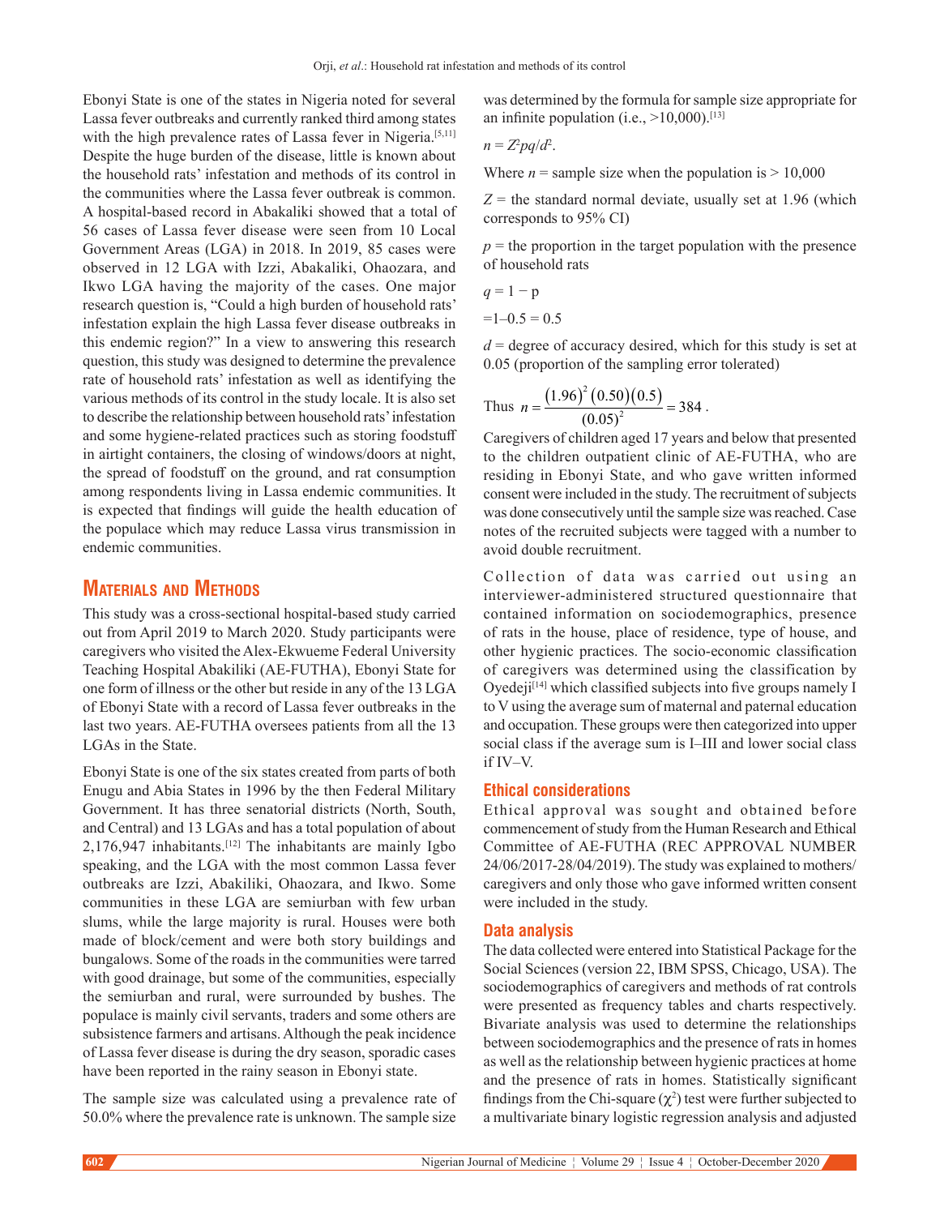Ebonyi State is one of the states in Nigeria noted for several Lassa fever outbreaks and currently ranked third among states with the high prevalence rates of Lassa fever in Nigeria.[5,11] Despite the huge burden of the disease, little is known about the household rats' infestation and methods of its control in the communities where the Lassa fever outbreak is common. A hospital-based record in Abakaliki showed that a total of 56 cases of Lassa fever disease were seen from 10 Local Government Areas (LGA) in 2018. In 2019, 85 cases were observed in 12 LGA with Izzi, Abakaliki, Ohaozara, and Ikwo LGA having the majority of the cases. One major research question is, "Could a high burden of household rats' infestation explain the high Lassa fever disease outbreaks in this endemic region?" In a view to answering this research question, this study was designed to determine the prevalence rate of household rats' infestation as well as identifying the various methods of its control in the study locale. It is also set to describe the relationship between household rats' infestation and some hygiene-related practices such as storing foodstuff in airtight containers, the closing of windows/doors at night, the spread of foodstuff on the ground, and rat consumption among respondents living in Lassa endemic communities. It is expected that findings will guide the health education of the populace which may reduce Lassa virus transmission in endemic communities.

## Materials and Methods

This study was a cross-sectional hospital-based study carried out from April 2019 to March 2020. Study participants were caregivers who visited the Alex-Ekwueme Federal University Teaching Hospital Abakiliki (AE-FUTHA), Ebonyi State for one form of illness or the other but reside in any of the 13 LGA of Ebonyi State with a record of Lassa fever outbreaks in the last two years. AE-FUTHA oversees patients from all the 13 LGAs in the State.

Ebonyi State is one of the six states created from parts of both Enugu and Abia States in 1996 by the then Federal Military Government. It has three senatorial districts (North, South, and Central) and 13 LGAs and has a total population of about 2,176,947 inhabitants.[12] The inhabitants are mainly Igbo speaking, and the LGA with the most common Lassa fever outbreaks are Izzi, Abakiliki, Ohaozara, and Ikwo. Some communities in these LGA are semiurban with few urban slums, while the large majority is rural. Houses were both made of block/cement and were both story buildings and bungalows. Some of the roads in the communities were tarred with good drainage, but some of the communities, especially the semiurban and rural, were surrounded by bushes. The populace is mainly civil servants, traders and some others are subsistence farmers and artisans. Although the peak incidence of Lassa fever disease is during the dry season, sporadic cases have been reported in the rainy season in Ebonyi state.

The sample size was calculated using a prevalence rate of 50.0% where the prevalence rate is unknown. The sample size was determined by the formula for sample size appropriate for an infinite population (i.e., >10,000).[13]

$n = Z^2pq/d^2$.

Where $n$ = sample size when the population is > 10,000

$Z$ = the standard normal deviate, usually set at 1.96 (which corresponds to 95% CI)

$p$ = the proportion in the target population with the presence of household rats

$q = 1 - p$

$= 1 – 0.5 = 0.5$

$d$ = degree of accuracy desired, which for this study is set at 0.05 (proportion of the sampling error tolerated)

Thus $n = \dfrac{(1.96)^2(0.50)(0.5)}{(0.05)^2} = 384$.

Caregivers of children aged 17 years and below that presented to the children outpatient clinic of AE-FUTHA, who are residing in Ebonyi State, and who gave written informed consent were included in the study. The recruitment of subjects was done consecutively until the sample size was reached. Case notes of the recruited subjects were tagged with a number to avoid double recruitment.

Collection of data was carried out using an interviewer-administered structured questionnaire that contained information on sociodemographics, presence of rats in the house, place of residence, type of house, and other hygienic practices. The socio-economic classification of caregivers was determined using the classification by Oyedeji[14] which classified subjects into five groups namely I to V using the average sum of maternal and paternal education and occupation. These groups were then categorized into upper social class if the average sum is I–III and lower social class if IV–V.

### Ethical considerations

Ethical approval was sought and obtained before commencement of study from the Human Research and Ethical Committee of AE-FUTHA (REC APPROVAL NUMBER 24/06/2017-28/04/2019). The study was explained to mothers/caregivers and only those who gave informed written consent were included in the study.

### Data analysis

The data collected were entered into Statistical Package for the Social Sciences (version 22, IBM SPSS, Chicago, USA). The sociodemographics of caregivers and methods of rat controls were presented as frequency tables and charts respectively. Bivariate analysis was used to determine the relationships between sociodemographics and the presence of rats in homes as well as the relationship between hygienic practices at home and the presence of rats in homes. Statistically significant findings from the Chi-square ($\chi^2$) test were further subjected to a multivariate binary logistic regression analysis and adjusted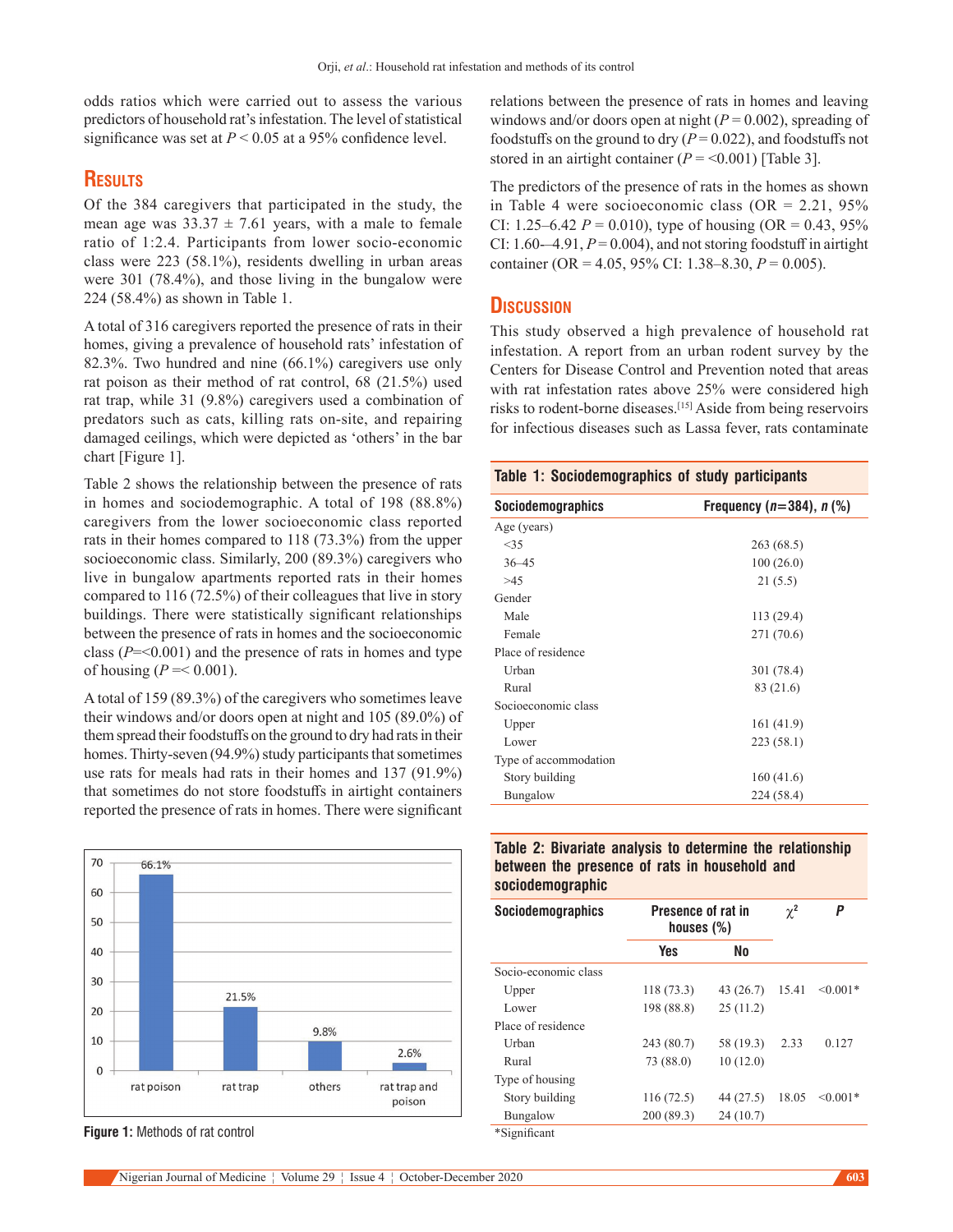odds ratios which were carried out to assess the various predictors of household rat's infestation. The level of statistical significance was set at $P < 0.05$ at a 95% confidence level.

## Results

Of the 384 caregivers that participated in the study, the mean age was 33.37 ± 7.61 years, with a male to female ratio of 1:2.4. Participants from lower socio-economic class were 223 (58.1%), residents dwelling in urban areas were 301 (78.4%), and those living in the bungalow were 224 (58.4%) as shown in Table 1.

A total of 316 caregivers reported the presence of rats in their homes, giving a prevalence of household rats' infestation of 82.3%. Two hundred and nine (66.1%) caregivers use only rat poison as their method of rat control, 68 (21.5%) used rat trap, while 31 (9.8%) caregivers used a combination of predators such as cats, killing rats on-site, and repairing damaged ceilings, which were depicted as 'others' in the bar chart [Figure 1].

Table 2 shows the relationship between the presence of rats in homes and sociodemographic. A total of 198 (88.8%) caregivers from the lower socioeconomic class reported rats in their homes compared to 118 (73.3%) from the upper socioeconomic class. Similarly, 200 (89.3%) caregivers who live in bungalow apartments reported rats in their homes compared to 116 (72.5%) of their colleagues that live in story buildings. There were statistically significant relationships between the presence of rats in homes and the socioeconomic class ($P$=<0.001) and the presence of rats in homes and type of housing ($P$ =< 0.001).

A total of 159 (89.3%) of the caregivers who sometimes leave their windows and/or doors open at night and 105 (89.0%) of them spread their foodstuffs on the ground to dry had rats in their homes. Thirty-seven (94.9%) study participants that sometimes use rats for meals had rats in their homes and 137 (91.9%) that sometimes do not store foodstuffs in airtight containers reported the presence of rats in homes. There were significant relations between the presence of rats in homes and leaving windows and/or doors open at night ($P$ = 0.002), spreading of foodstuffs on the ground to dry ($P$ = 0.022), and foodstuffs not stored in an airtight container ($P$ = <0.001) [Table 3].

The predictors of the presence of rats in the homes as shown in Table 4 were socioeconomic class (OR = 2.21, 95% CI: 1.25–6.42 $P$ = 0.010), type of housing (OR = 0.43, 95% CI: 1.60–4.91, $P$ = 0.004), and not storing foodstuff in airtight container (OR = 4.05, 95% CI: 1.38–8.30, $P$ = 0.005).

| Method | % |
|---|---|
| rat poison | 66.1% |
| rat trap | 21.5% |
| others | 9.8% |
| rat trap and poison | 2.6% |

Figure 1: Methods of rat control

## Discussion

This study observed a high prevalence of household rat infestation. A report from an urban rodent survey by the Centers for Disease Control and Prevention noted that areas with rat infestation rates above 25% were considered high risks to rodent-borne diseases.[15] Aside from being reservoirs for infectious diseases such as Lassa fever, rats contaminate

**Table 1: Sociodemographics of study participants**

| Sociodemographics | Frequency ($n$=384), $n$ (%) |
|---|---|
| Age (years) | |
| <35 | 263 (68.5) |
| 36–45 | 100 (26.0) |
| >45 | 21 (5.5) |
| Gender | |
| Male | 113 (29.4) |
| Female | 271 (70.6) |
| Place of residence | |
| Urban | 301 (78.4) |
| Rural | 83 (21.6) |
| Socioeconomic class | |
| Upper | 161 (41.9) |
| Lower | 223 (58.1) |
| Type of accommodation | |
| Story building | 160 (41.6) |
| Bungalow | 224 (58.4) |

**Table 2: Bivariate analysis to determine the relationship between the presence of rats in household and sociodemographic**

| Sociodemographics | Presence of rat in houses (%) | | $\chi^2$ | $P$ |
|---|---|---|---|---|
| | Yes | No | | |
| Socio-economic class | | | | |
| Upper | 118 (73.3) | 43 (26.7) | 15.41 | <0.001* |
| Lower | 198 (88.8) | 25 (11.2) | | |
| Place of residence | | | | |
| Urban | 243 (80.7) | 58 (19.3) | 2.33 | 0.127 |
| Rural | 73 (88.0) | 10 (12.0) | | |
| Type of housing | | | | |
| Story building | 116 (72.5) | 44 (27.5) | 18.05 | <0.001* |
| Bungalow | 200 (89.3) | 24 (10.7) | | |

*Significant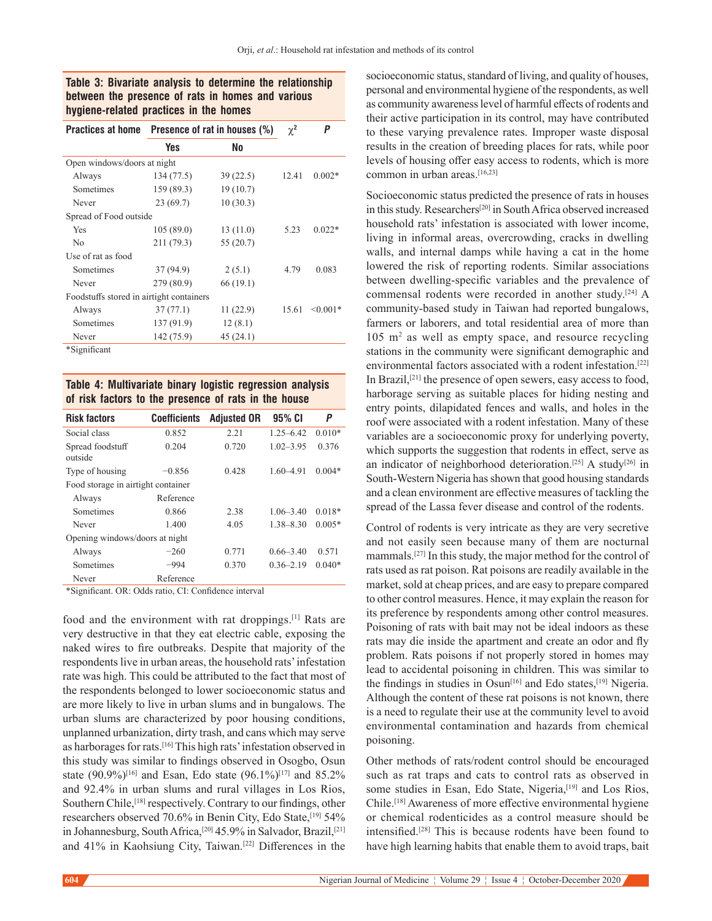**Table 3: Bivariate analysis to determine the relationship between the presence of rats in homes and various hygiene-related practices in the homes**

| Practices at home | Presence of rat in houses (%) | | $\chi^2$ | P |
|---|---|---|---|---|
| | Yes | No | | |
| Open windows/doors at night | | | | |
| Always | 134 (77.5) | 39 (22.5) | 12.41 | 0.002* |
| Sometimes | 159 (89.3) | 19 (10.7) | | |
| Never | 23 (69.7) | 10 (30.3) | | |
| Spread of Food outside | | | | |
| Yes | 105 (89.0) | 13 (11.0) | 5.23 | 0.022* |
| No | 211 (79.3) | 55 (20.7) | | |
| Use of rat as food | | | | |
| Sometimes | 37 (94.9) | 2 (5.1) | 4.79 | 0.083 |
| Never | 279 (80.9) | 66 (19.1) | | |
| Foodstuffs stored in airtight containers | | | | |
| Always | 37 (77.1) | 11 (22.9) | 15.61 | <0.001* |
| Sometimes | 137 (91.9) | 12 (8.1) | | |
| Never | 142 (75.9) | 45 (24.1) | | |

*Significant

**Table 4: Multivariate binary logistic regression analysis of risk factors to the presence of rats in the house**

| Risk factors | Coefficients | Adjusted OR | 95% CI | P |
|---|---|---|---|---|
| Social class | 0.852 | 2.21 | 1.25–6.42 | 0.010* |
| Spread foodstuff outside | 0.204 | 0.720 | 1.02–3.95 | 0.376 |
| Type of housing | −0.856 | 0.428 | 1.60–4.91 | 0.004* |
| Food storage in airtight container | | | | |
| Always | Reference | | | |
| Sometimes | 0.866 | 2.38 | 1.06–3.40 | 0.018* |
| Never | 1.400 | 4.05 | 1.38–8.30 | 0.005* |
| Opening windows/doors at night | | | | |
| Always | −260 | 0.771 | 0.66–3.40 | 0.571 |
| Sometimes | −994 | 0.370 | 0.36–2.19 | 0.040* |
| Never | Reference | | | |

*Significant. OR: Odds ratio, CI: Confidence interval

food and the environment with rat droppings.[1] Rats are very destructive in that they eat electric cable, exposing the naked wires to fire outbreaks. Despite that majority of the respondents live in urban areas, the household rats' infestation rate was high. This could be attributed to the fact that most of the respondents belonged to lower socioeconomic status and are more likely to live in urban slums and in bungalows. The urban slums are characterized by poor housing conditions, unplanned urbanization, dirty trash, and cans which may serve as harborages for rats.[16] This high rats' infestation observed in this study was similar to findings observed in Osogbo, Osun state (90.9%)[16] and Esan, Edo state (96.1%)[17] and 85.2% and 92.4% in urban slums and rural villages in Los Rios, Southern Chile,[18] respectively. Contrary to our findings, other researchers observed 70.6% in Benin City, Edo State,[19] 54% in Johannesburg, South Africa,[20] 45.9% in Salvador, Brazil,[21] and 41% in Kaohsiung City, Taiwan.[22] Differences in the socioeconomic status, standard of living, and quality of houses, personal and environmental hygiene of the respondents, as well as community awareness level of harmful effects of rodents and their active participation in its control, may have contributed to these varying prevalence rates. Improper waste disposal results in the creation of breeding places for rats, while poor levels of housing offer easy access to rodents, which is more common in urban areas.[16,23]

Socioeconomic status predicted the presence of rats in houses in this study. Researchers[20] in South Africa observed increased household rats' infestation is associated with lower income, living in informal areas, overcrowding, cracks in dwelling walls, and internal damps while having a cat in the home lowered the risk of reporting rodents. Similar associations between dwelling-specific variables and the prevalence of commensal rodents were recorded in another study.[24] A community-based study in Taiwan had reported bungalows, farmers or laborers, and total residential area of more than 105 m$^2$ as well as empty space, and resource recycling stations in the community were significant demographic and environmental factors associated with a rodent infestation.[22] In Brazil,[21] the presence of open sewers, easy access to food, harborage serving as suitable places for hiding nesting and entry points, dilapidated fences and walls, and holes in the roof were associated with a rodent infestation. Many of these variables are a socioeconomic proxy for underlying poverty, which supports the suggestion that rodents in effect, serve as an indicator of neighborhood deterioration.[25] A study[26] in South-Western Nigeria has shown that good housing standards and a clean environment are effective measures of tackling the spread of the Lassa fever disease and control of the rodents.

Control of rodents is very intricate as they are very secretive and not easily seen because many of them are nocturnal mammals.[27] In this study, the major method for the control of rats used as rat poison. Rat poisons are readily available in the market, sold at cheap prices, and are easy to prepare compared to other control measures. Hence, it may explain the reason for its preference by respondents among other control measures. Poisoning of rats with bait may not be ideal indoors as these rats may die inside the apartment and create an odor and fly problem. Rats poisons if not properly stored in homes may lead to accidental poisoning in children. This was similar to the findings in studies in Osun[16] and Edo states,[19] Nigeria. Although the content of these rat poisons is not known, there is a need to regulate their use at the community level to avoid environmental contamination and hazards from chemical poisoning.

Other methods of rats/rodent control should be encouraged such as rat traps and cats to control rats as observed in some studies in Esan, Edo State, Nigeria,[19] and Los Rios, Chile.[18] Awareness of more effective environmental hygiene or chemical rodenticides as a control measure should be intensified.[28] This is because rodents have been found to have high learning habits that enable them to avoid traps, bait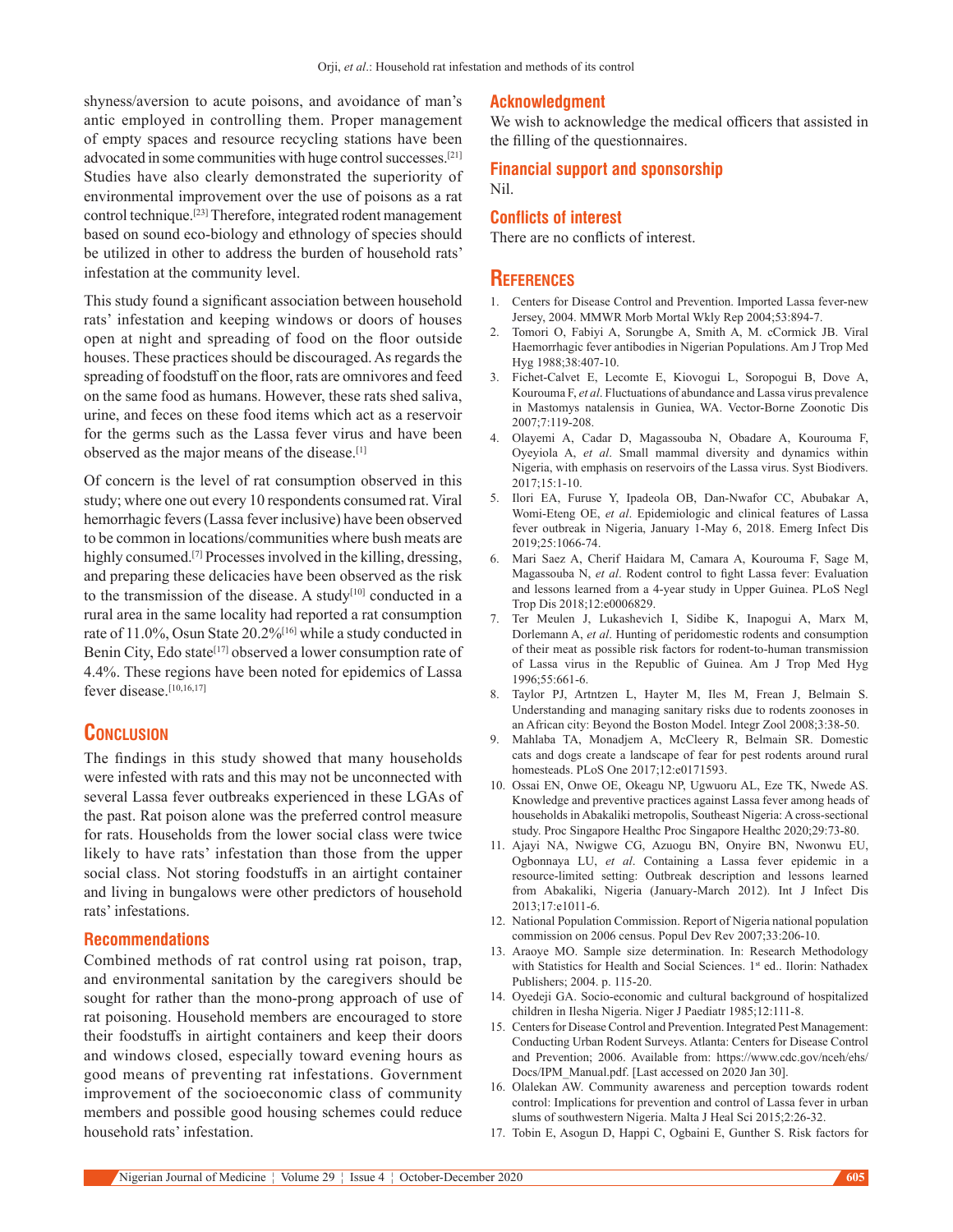shyness/aversion to acute poisons, and avoidance of man's antic employed in controlling them. Proper management of empty spaces and resource recycling stations have been advocated in some communities with huge control successes.[21] Studies have also clearly demonstrated the superiority of environmental improvement over the use of poisons as a rat control technique.[23] Therefore, integrated rodent management based on sound eco-biology and ethnology of species should be utilized in other to address the burden of household rats' infestation at the community level.

This study found a significant association between household rats' infestation and keeping windows or doors of houses open at night and spreading of food on the floor outside houses. These practices should be discouraged. As regards the spreading of foodstuff on the floor, rats are omnivores and feed on the same food as humans. However, these rats shed saliva, urine, and feces on these food items which act as a reservoir for the germs such as the Lassa fever virus and have been observed as the major means of the disease.[1]

Of concern is the level of rat consumption observed in this study; where one out every 10 respondents consumed rat. Viral hemorrhagic fevers (Lassa fever inclusive) have been observed to be common in locations/communities where bush meats are highly consumed.[7] Processes involved in the killing, dressing, and preparing these delicacies have been observed as the risk to the transmission of the disease. A study[10] conducted in a rural area in the same locality had reported a rat consumption rate of 11.0%, Osun State 20.2%[16] while a study conducted in Benin City, Edo state[17] observed a lower consumption rate of 4.4%. These regions have been noted for epidemics of Lassa fever disease.[10,16,17]

## Conclusion

The findings in this study showed that many households were infested with rats and this may not be unconnected with several Lassa fever outbreaks experienced in these LGAs of the past. Rat poison alone was the preferred control measure for rats. Households from the lower social class were twice likely to have rats' infestation than those from the upper social class. Not storing foodstuffs in an airtight container and living in bungalows were other predictors of household rats' infestations.

### Recommendations

Combined methods of rat control using rat poison, trap, and environmental sanitation by the caregivers should be sought for rather than the mono-prong approach of use of rat poisoning. Household members are encouraged to store their foodstuffs in airtight containers and keep their doors and windows closed, especially toward evening hours as good means of preventing rat infestations. Government improvement of the socioeconomic class of community members and possible good housing schemes could reduce household rats' infestation.

### Acknowledgment

We wish to acknowledge the medical officers that assisted in the filling of the questionnaires.

### Financial support and sponsorship

Nil.

### Conflicts of interest

There are no conflicts of interest.

## References

1. Centers for Disease Control and Prevention. Imported Lassa fever-new Jersey, 2004. MMWR Morb Mortal Wkly Rep 2004;53:894-7.
2. Tomori O, Fabiyi A, Sorungbe A, Smith A, M. cCormick JB. Viral Haemorrhagic fever antibodies in Nigerian Populations. Am J Trop Med Hyg 1988;38:407-10.
3. Fichet-Calvet E, Lecomte E, Kiovogui L, Soropogui B, Dove A, Kourouma F, *et al*. Fluctuations of abundance and Lassa virus prevalence in Mastomys natalensis in Guniea, WA. Vector-Borne Zoonotic Dis 2007;7:119-208.
4. Olayemi A, Cadar D, Magassouba N, Obadare A, Kourouma F, Oyeyiola A, *et al*. Small mammal diversity and dynamics within Nigeria, with emphasis on reservoirs of the Lassa virus. Syst Biodivers. 2017;15:1-10.
5. Ilori EA, Furuse Y, Ipadeola OB, Dan-Nwafor CC, Abubakar A, Womi-Eteng OE, *et al*. Epidemiologic and clinical features of Lassa fever outbreak in Nigeria, January 1-May 6, 2018. Emerg Infect Dis 2019;25:1066-74.
6. Mari Saez A, Cherif Haidara M, Camara A, Kourouma F, Sage M, Magassouba N, *et al*. Rodent control to fight Lassa fever: Evaluation and lessons learned from a 4-year study in Upper Guinea. PLoS Negl Trop Dis 2018;12:e0006829.
7. Ter Meulen J, Lukashevich I, Sidibe K, Inapogui A, Marx M, Dorlemann A, *et al*. Hunting of peridomestic rodents and consumption of their meat as possible risk factors for rodent-to-human transmission of Lassa virus in the Republic of Guinea. Am J Trop Med Hyg 1996;55:661-6.
8. Taylor PJ, Artntzen L, Hayter M, Iles M, Frean J, Belmain S. Understanding and managing sanitary risks due to rodents zoonoses in an African city: Beyond the Boston Model. Integr Zool 2008;3:38-50.
9. Mahlaba TA, Monadjem A, McCleery R, Belmain SR. Domestic cats and dogs create a landscape of fear for pest rodents around rural homesteads. PLoS One 2017;12:e0171593.
10. Ossai EN, Onwe OE, Okeagu NP, Ugwuoru AL, Eze TK, Nwede AS. Knowledge and preventive practices against Lassa fever among heads of households in Abakaliki metropolis, Southeast Nigeria: A cross-sectional study. Proc Singapore Healthc Proc Singapore Healthc 2020;29:73-80.
11. Ajayi NA, Nwigwe CG, Azuogu BN, Onyire BN, Nwonwu EU, Ogbonnaya LU, *et al*. Containing a Lassa fever epidemic in a resource-limited setting: Outbreak description and lessons learned from Abakaliki, Nigeria (January-March 2012). Int J Infect Dis 2013;17:e1011-6.
12. National Population Commission. Report of Nigeria national population commission on 2006 census. Popul Dev Rev 2007;33:206-10.
13. Araoye MO. Sample size determination. In: Research Methodology with Statistics for Health and Social Sciences. 1st ed.. Ilorin: Nathadex Publishers; 2004. p. 115-20.
14. Oyedeji GA. Socio-economic and cultural background of hospitalized children in Ilesha Nigeria. Niger J Paediatr 1985;12:111-8.
15. Centers for Disease Control and Prevention. Integrated Pest Management: Conducting Urban Rodent Surveys. Atlanta: Centers for Disease Control and Prevention; 2006. Available from: https://www.cdc.gov/nceh/ehs/Docs/IPM_Manual.pdf. [Last accessed on 2020 Jan 30].
16. Olalekan AW. Community awareness and perception towards rodent control: Implications for prevention and control of Lassa fever in urban slums of southwestern Nigeria. Malta J Heal Sci 2015;2:26-32.
17. Tobin E, Asogun D, Happi C, Ogbaini E, Gunther S. Risk factors for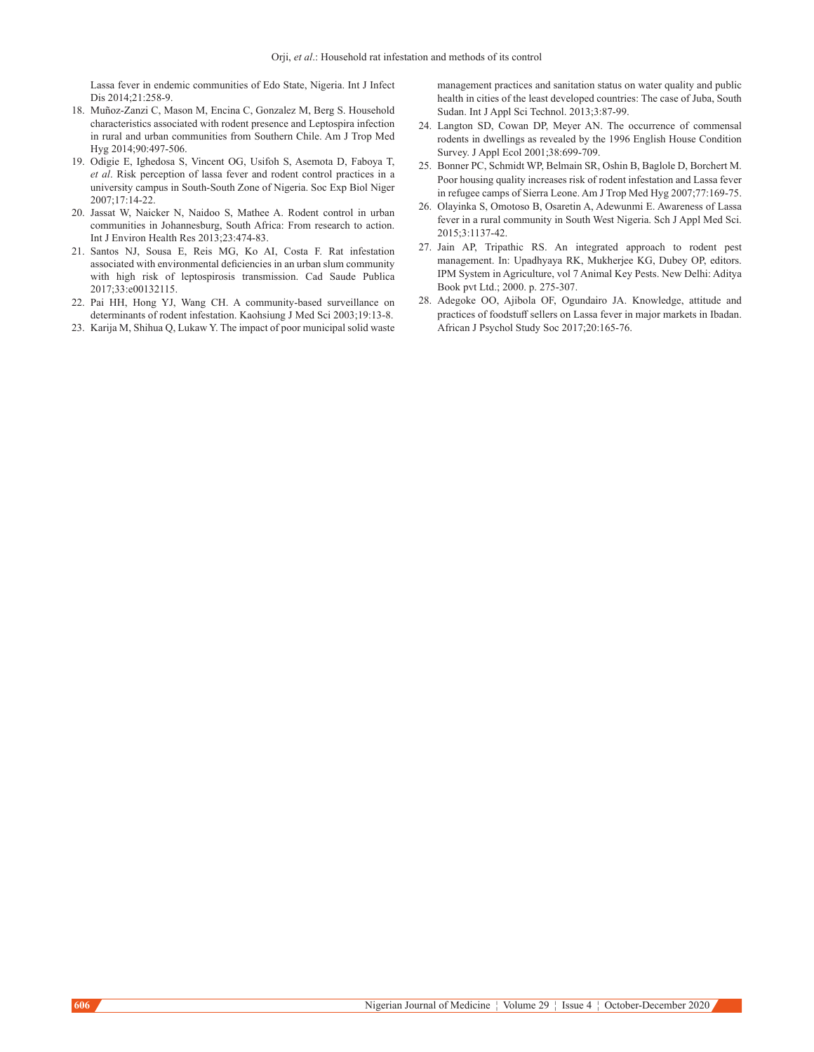Lassa fever in endemic communities of Edo State, Nigeria. Int J Infect Dis 2014;21:258-9.

18. Muñoz-Zanzi C, Mason M, Encina C, Gonzalez M, Berg S. Household characteristics associated with rodent presence and Leptospira infection in rural and urban communities from Southern Chile. Am J Trop Med Hyg 2014;90:497-506.
19. Odigie E, Ighedosa S, Vincent OG, Usifoh S, Asemota D, Faboya T, *et al*. Risk perception of lassa fever and rodent control practices in a university campus in South-South Zone of Nigeria. Soc Exp Biol Niger 2007;17:14-22.
20. Jassat W, Naicker N, Naidoo S, Mathee A. Rodent control in urban communities in Johannesburg, South Africa: From research to action. Int J Environ Health Res 2013;23:474-83.
21. Santos NJ, Sousa E, Reis MG, Ko AI, Costa F. Rat infestation associated with environmental deficiencies in an urban slum community with high risk of leptospirosis transmission. Cad Saude Publica 2017;33:e00132115.
22. Pai HH, Hong YJ, Wang CH. A community-based surveillance on determinants of rodent infestation. Kaohsiung J Med Sci 2003;19:13-8.
23. Karija M, Shihua Q, Lukaw Y. The impact of poor municipal solid waste management practices and sanitation status on water quality and public health in cities of the least developed countries: The case of Juba, South Sudan. Int J Appl Sci Technol. 2013;3:87-99.
24. Langton SD, Cowan DP, Meyer AN. The occurrence of commensal rodents in dwellings as revealed by the 1996 English House Condition Survey. J Appl Ecol 2001;38:699-709.
25. Bonner PC, Schmidt WP, Belmain SR, Oshin B, Baglole D, Borchert M. Poor housing quality increases risk of rodent infestation and Lassa fever in refugee camps of Sierra Leone. Am J Trop Med Hyg 2007;77:169-75.
26. Olayinka S, Omotoso B, Osaretin A, Adewunmi E. Awareness of Lassa fever in a rural community in South West Nigeria. Sch J Appl Med Sci. 2015;3:1137-42.
27. Jain AP, Tripathic RS. An integrated approach to rodent pest management. In: Upadhyaya RK, Mukherjee KG, Dubey OP, editors. IPM System in Agriculture, vol 7 Animal Key Pests. New Delhi: Aditya Book pvt Ltd.; 2000. p. 275-307.
28. Adegoke OO, Ajibola OF, Ogundairo JA. Knowledge, attitude and practices of foodstuff sellers on Lassa fever in major markets in Ibadan. African J Psychol Study Soc 2017;20:165-76.